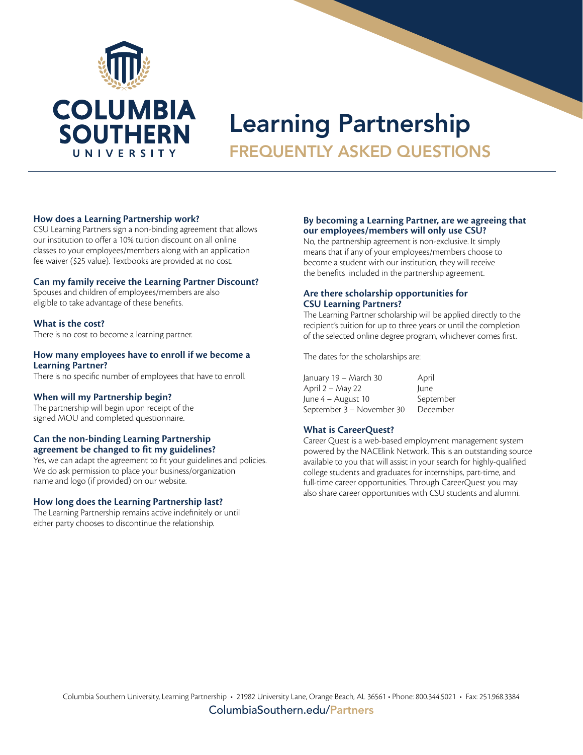# Learning Partnership

## FREQUENTLY ASKED QUESTIONS

### How does a Learning Partnership work?

CSU Learning Partners sign a non-binding agreement that allows our institution to offer a 10% tuition discount on all online classes to your employees/members along with an application fee waiver ($25 value). Textbooks are provided at no cost.

### Can my family receive the Learning Partner Discount?

Spouses and children of employees/members are also eligible to take advantage of these benefits.

### What is the cost?

There is no cost to become a learning partner.

### How many employees have to enroll if we become a Learning Partner?

There is no specific number of employees that have to enroll.

### When will my Partnership begin?

The partnership will begin upon receipt of the signed MOU and completed questionnaire.

### Can the non-binding Learning Partnership agreement be changed to fit my guidelines?

Yes, we can adapt the agreement to fit your guidelines and policies. We do ask permission to place your business/organization name and logo (if provided) on our website.

### How long does the Learning Partnership last?

The Learning Partnership remains active indefinitely or until either party chooses to discontinue the relationship.

### By becoming a Learning Partner, are we agreeing that our employees/members will only use CSU?

No, the partnership agreement is non-exclusive. It simply means that if any of your employees/members choose to become a student with our institution, they will receive the benefits included in the partnership agreement.

### Are there scholarship opportunities for CSU Learning Partners?

The Learning Partner scholarship will be applied directly to the recipient's tuition for up to three years or until the completion of the selected online degree program, whichever comes first.

The dates for the scholarships are:

| | |
|---|---|
| January 19 – March 30 | April |
| April 2 – May 22 | June |
| June 4 – August 10 | September |
| September 3 – November 30 | December |

### What is CareerQuest?

Career Quest is a web-based employment management system powered by the NACElink Network. This is an outstanding source available to you that will assist in your search for highly-qualified college students and graduates for internships, part-time, and full-time career opportunities. Through CareerQuest you may also share career opportunities with CSU students and alumni.

Columbia Southern University, Learning Partnership • 21982 University Lane, Orange Beach, AL 36561 • Phone: 800.344.5021 • Fax: 251.968.3384

ColumbiaSouthern.edu/Partners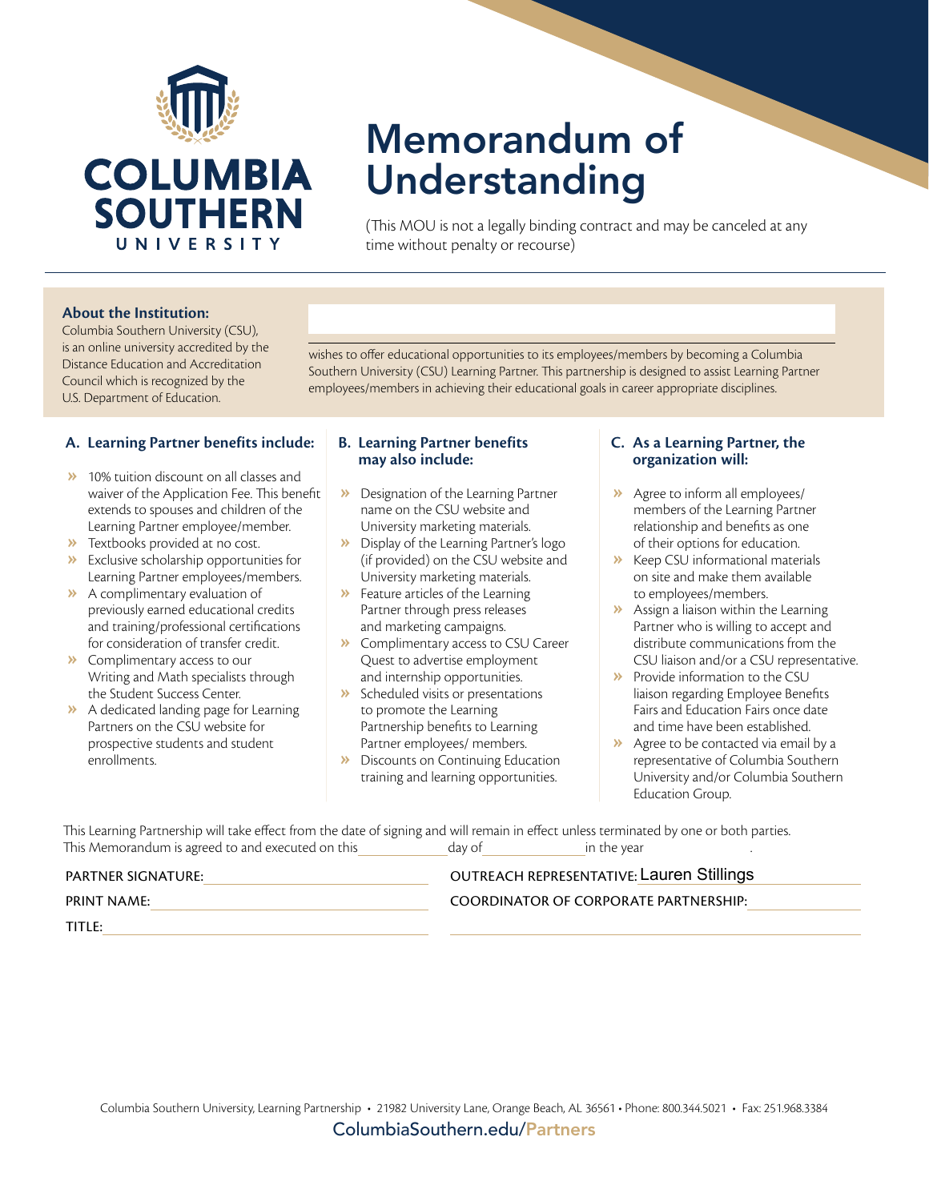COLUMBIA SOUTHERN UNIVERSITY

# Memorandum of Understanding

(This MOU is not a legally binding contract and may be canceled at any time without penalty or recourse)

**About the Institution:**
Columbia Southern University (CSU), is an online university accredited by the Distance Education and Accreditation Council which is recognized by the U.S. Department of Education.

______________________________ wishes to offer educational opportunities to its employees/members by becoming a Columbia Southern University (CSU) Learning Partner. This partnership is designed to assist Learning Partner employees/members in achieving their educational goals in career appropriate disciplines.

### A. Learning Partner benefits include:

- 10% tuition discount on all classes and waiver of the Application Fee. This benefit extends to spouses and children of the Learning Partner employee/member.
- Textbooks provided at no cost.
- Exclusive scholarship opportunities for Learning Partner employees/members.
- A complimentary evaluation of previously earned educational credits and training/professional certifications for consideration of transfer credit.
- Complimentary access to our Writing and Math specialists through the Student Success Center.
- A dedicated landing page for Learning Partners on the CSU website for prospective students and student enrollments.

### B. Learning Partner benefits may also include:

- Designation of the Learning Partner name on the CSU website and University marketing materials.
- Display of the Learning Partner's logo (if provided) on the CSU website and University marketing materials.
- Feature articles of the Learning Partner through press releases and marketing campaigns.
- Complimentary access to CSU Career Quest to advertise employment and internship opportunities.
- Scheduled visits or presentations to promote the Learning Partnership benefits to Learning Partner employees/ members.
- Discounts on Continuing Education training and learning opportunities.

### C. As a Learning Partner, the organization will:

- Agree to inform all employees/ members of the Learning Partner relationship and benefits as one of their options for education.
- Keep CSU informational materials on site and make them available to employees/members.
- Assign a liaison within the Learning Partner who is willing to accept and distribute communications from the CSU liaison and/or a CSU representative.
- Provide information to the CSU liaison regarding Employee Benefits Fairs and Education Fairs once date and time have been established.
- Agree to be contacted via email by a representative of Columbia Southern University and/or Columbia Southern Education Group.

This Learning Partnership will take effect from the date of signing and will remain in effect unless terminated by one or both parties.
This Memorandum is agreed to and executed on this ____________ day of ______________ in the year ____________.

PARTNER SIGNATURE: ______________________________

PRINT NAME: ______________________________

TITLE: ______________________________

OUTREACH REPRESENTATIVE: Lauren Stillings

COORDINATOR OF CORPORATE PARTNERSHIP: ______________________________

Columbia Southern University, Learning Partnership • 21982 University Lane, Orange Beach, AL 36561 • Phone: 800.344.5021 • Fax: 251.968.3384
ColumbiaSouthern.edu/Partners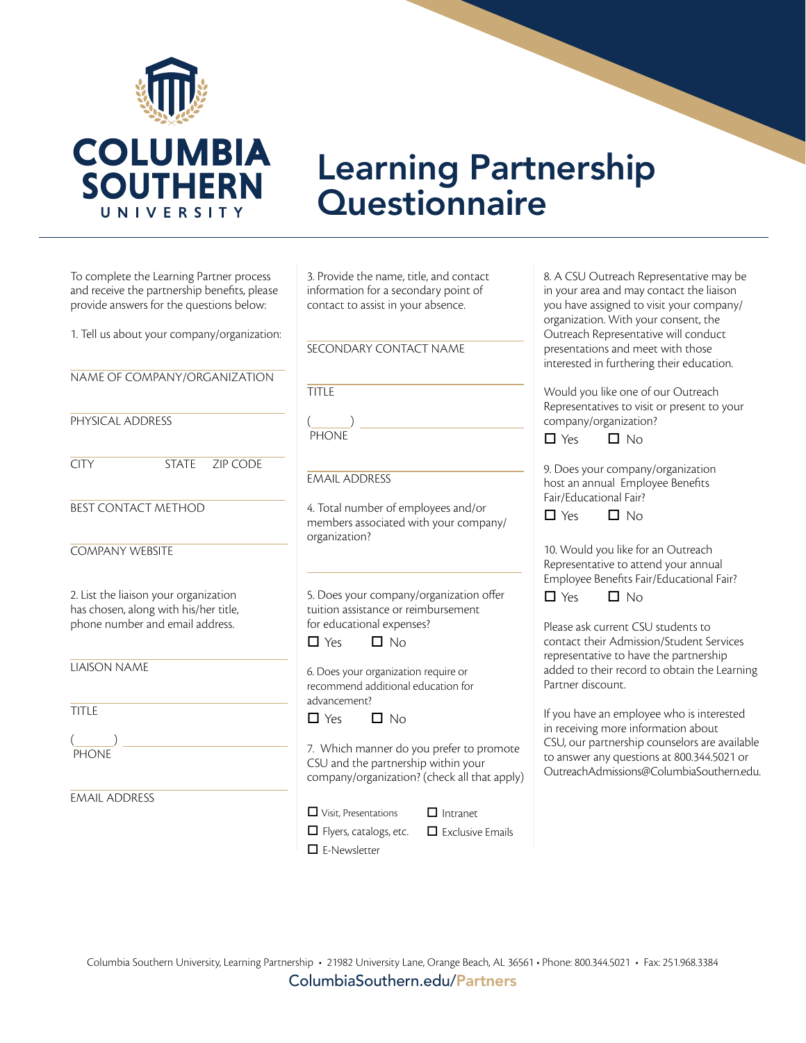COLUMBIA SOUTHERN UNIVERSITY

# Learning Partnership Questionnaire

To complete the Learning Partner process and receive the partnership benefits, please provide answers for the questions below:

1. Tell us about your company/organization:

NAME OF COMPANY/ORGANIZATION

PHYSICAL ADDRESS

CITY STATE ZIP CODE

BEST CONTACT METHOD

COMPANY WEBSITE

2. List the liaison your organization has chosen, along with his/her title, phone number and email address.

LIAISON NAME

TITLE

(______) PHONE

EMAIL ADDRESS

3. Provide the name, title, and contact information for a secondary point of contact to assist in your absence.

SECONDARY CONTACT NAME

TITLE

(______) PHONE

EMAIL ADDRESS

4. Total number of employees and/or members associated with your company/organization?

5. Does your company/organization offer tuition assistance or reimbursement for educational expenses?

☐ Yes ☐ No

6. Does your organization require or recommend additional education for advancement?

☐ Yes ☐ No

7. Which manner do you prefer to promote CSU and the partnership within your company/organization? (check all that apply)

☐ Visit, Presentations ☐ Intranet
☐ Flyers, catalogs, etc. ☐ Exclusive Emails
☐ E-Newsletter

8. A CSU Outreach Representative may be in your area and may contact the liaison you have assigned to visit your company/organization. With your consent, the Outreach Representative will conduct presentations and meet with those interested in furthering their education.

Would you like one of our Outreach Representatives to visit or present to your company/organization?

☐ Yes ☐ No

9. Does your company/organization host an annual Employee Benefits Fair/Educational Fair?

☐ Yes ☐ No

10. Would you like for an Outreach Representative to attend your annual Employee Benefits Fair/Educational Fair?

☐ Yes ☐ No

Please ask current CSU students to contact their Admission/Student Services representative to have the partnership added to their record to obtain the Learning Partner discount.

If you have an employee who is interested in receiving more information about CSU, our partnership counselors are available to answer any questions at 800.344.5021 or OutreachAdmissions@ColumbiaSouthern.edu.

Columbia Southern University, Learning Partnership • 21982 University Lane, Orange Beach, AL 36561 • Phone: 800.344.5021 • Fax: 251.968.3384

ColumbiaSouthern.edu/Partners